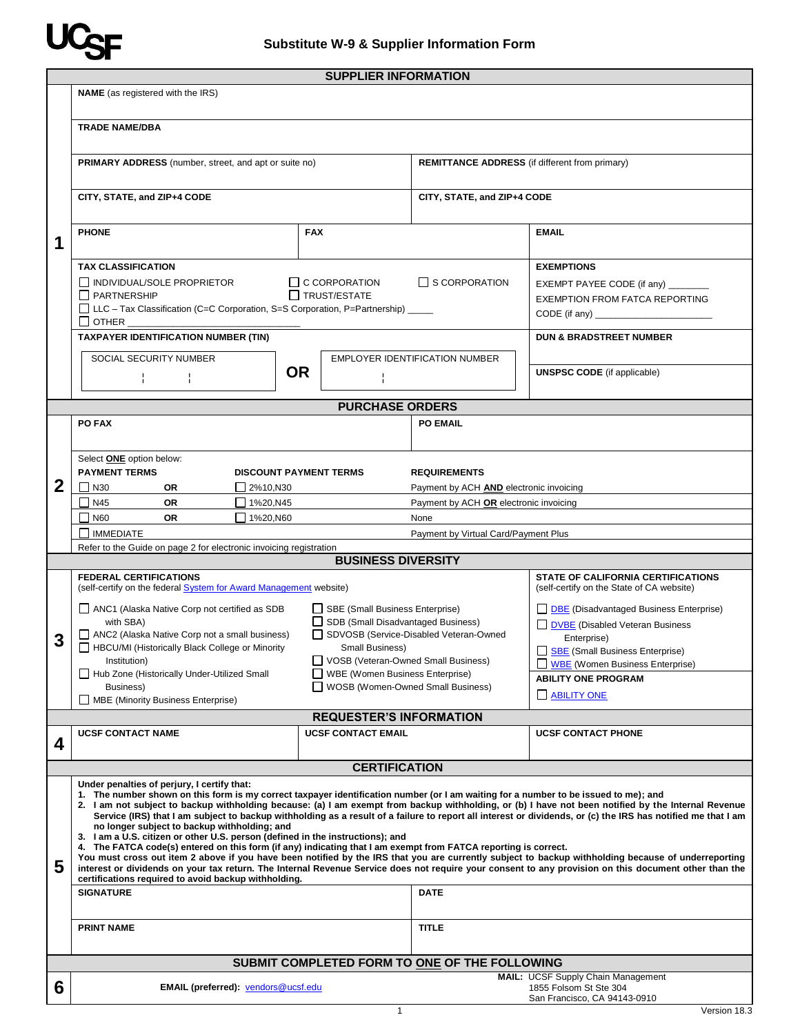UCSF

# Substitute W-9 & Supplier Information Form

## SUPPLIER INFORMATION

**1**

**NAME** (as registered with the IRS)

**TRADE NAME/DBA**

| **PRIMARY ADDRESS** (number, street, and apt or suite no) | **REMITTANCE ADDRESS** (if different from primary) |
|---|---|
| **CITY, STATE, and ZIP+4 CODE** | **CITY, STATE, and ZIP+4 CODE** |

| **PHONE** | **FAX** | **EMAIL** |
|---|---|---|

**TAX CLASSIFICATION**

- ☐ INDIVIDUAL/SOLE PROPRIETOR
- ☐ C CORPORATION
- ☐ S CORPORATION
- ☐ PARTNERSHIP
- ☐ TRUST/ESTATE
- ☐ LLC – Tax Classification (C=C Corporation, S=S Corporation, P=Partnership) _____
- ☐ OTHER ________________________________

**EXEMPTIONS**

EXEMPT PAYEE CODE (if any) ________

EXEMPTION FROM FATCA REPORTING CODE (if any) ______________________

**TAXPAYER IDENTIFICATION NUMBER (TIN)**

SOCIAL SECURITY NUMBER **OR** EMPLOYER IDENTIFICATION NUMBER

**DUN & BRADSTREET NUMBER**

**UNSPSC CODE** (if applicable)

## PURCHASE ORDERS

**2**

| **PO FAX** | **PO EMAIL** |
|---|---|

Select **ONE** option below:

| **PAYMENT TERMS** | | **DISCOUNT PAYMENT TERMS** | **REQUIREMENTS** |
|---|---|---|---|
| ☐ N30 | **OR** | ☐ 2%10,N30 | Payment by ACH **AND** electronic invoicing |
| ☐ N45 | **OR** | ☐ 1%20,N45 | Payment by ACH **OR** electronic invoicing |
| ☐ N60 | **OR** | ☐ 1%20,N60 | None |
| ☐ IMMEDIATE | | | Payment by Virtual Card/Payment Plus |

Refer to the Guide on page 2 for electronic invoicing registration

## BUSINESS DIVERSITY

**3**

**FEDERAL CERTIFICATIONS**
(self-certify on the federal System for Award Management website)

- ☐ ANC1 (Alaska Native Corp not certified as SDB with SBA)
- ☐ ANC2 (Alaska Native Corp not a small business)
- ☐ HBCU/MI (Historically Black College or Minority Institution)
- ☐ Hub Zone (Historically Under-Utilized Small Business)
- ☐ MBE (Minority Business Enterprise)
- ☐ SBE (Small Business Enterprise)
- ☐ SDB (Small Disadvantaged Business)
- ☐ SDVOSB (Service-Disabled Veteran-Owned Small Business)
- ☐ VOSB (Veteran-Owned Small Business)
- ☐ WBE (Women Business Enterprise)
- ☐ WOSB (Women-Owned Small Business)

**STATE OF CALIFORNIA CERTIFICATIONS**
(self-certify on the State of CA website)

- ☐ DBE (Disadvantaged Business Enterprise)
- ☐ DVBE (Disabled Veteran Business Enterprise)
- ☐ SBE (Small Business Enterprise)
- ☐ WBE (Women Business Enterprise)

**ABILITY ONE PROGRAM**

- ☐ ABILITY ONE

## REQUESTER'S INFORMATION

**4**

| **UCSF CONTACT NAME** | **UCSF CONTACT EMAIL** | **UCSF CONTACT PHONE** |
|---|---|---|

## CERTIFICATION

**5**

**Under penalties of perjury, I certify that:**

1. **The number shown on this form is my correct taxpayer identification number (or I am waiting for a number to be issued to me); and**
2. **I am not subject to backup withholding because: (a) I am exempt from backup withholding, or (b) I have not been notified by the Internal Revenue Service (IRS) that I am subject to backup withholding as a result of a failure to report all interest or dividends, or (c) the IRS has notified me that I am no longer subject to backup withholding; and**
3. **I am a U.S. citizen or other U.S. person (defined in the instructions); and**
4. **The FATCA code(s) entered on this form (if any) indicating that I am exempt from FATCA reporting is correct.**

**You must cross out item 2 above if you have been notified by the IRS that you are currently subject to backup withholding because of underreporting interest or dividends on your tax return. The Internal Revenue Service does not require your consent to any provision on this document other than the certifications required to avoid backup withholding.**

| **SIGNATURE** | **DATE** |
|---|---|
| **PRINT NAME** | **TITLE** |

## SUBMIT COMPLETED FORM TO ONE OF THE FOLLOWING

**6**

**EMAIL (preferred):** vendors@ucsf.edu

**MAIL:** UCSF Supply Chain Management
1855 Folsom St Ste 304
San Francisco, CA 94143-0910

Version 18.3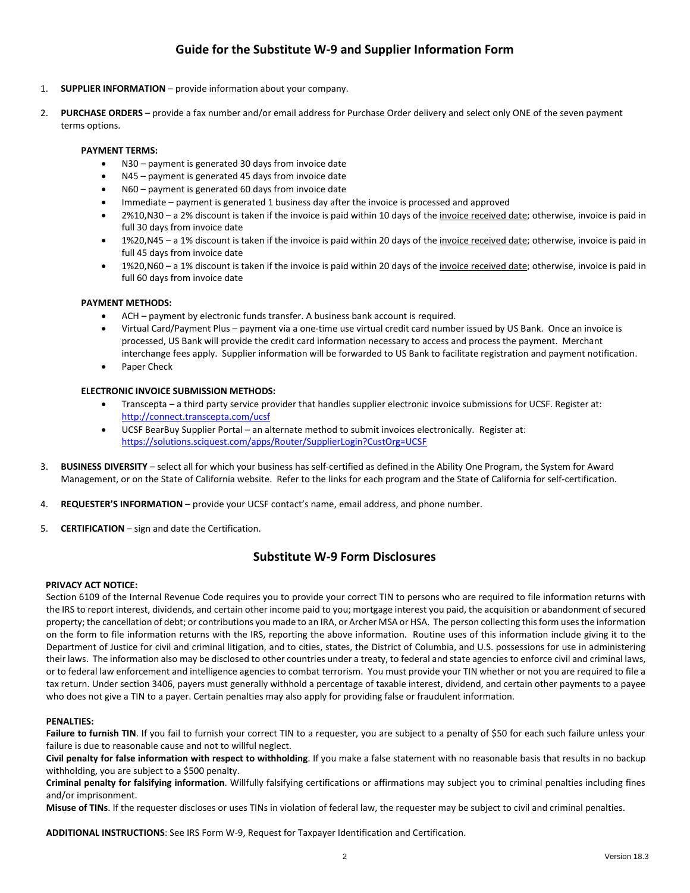# Guide for the Substitute W-9 and Supplier Information Form

1. **SUPPLIER INFORMATION** – provide information about your company.

2. **PURCHASE ORDERS** – provide a fax number and/or email address for Purchase Order delivery and select only ONE of the seven payment terms options.

   **PAYMENT TERMS:**
   - N30 – payment is generated 30 days from invoice date
   - N45 – payment is generated 45 days from invoice date
   - N60 – payment is generated 60 days from invoice date
   - Immediate – payment is generated 1 business day after the invoice is processed and approved
   - 2%10,N30 – a 2% discount is taken if the invoice is paid within 10 days of the invoice received date; otherwise, invoice is paid in full 30 days from invoice date
   - 1%20,N45 – a 1% discount is taken if the invoice is paid within 20 days of the invoice received date; otherwise, invoice is paid in full 45 days from invoice date
   - 1%20,N60 – a 1% discount is taken if the invoice is paid within 20 days of the invoice received date; otherwise, invoice is paid in full 60 days from invoice date

   **PAYMENT METHODS:**
   - ACH – payment by electronic funds transfer. A business bank account is required.
   - Virtual Card/Payment Plus – payment via a one-time use virtual credit card number issued by US Bank. Once an invoice is processed, US Bank will provide the credit card information necessary to access and process the payment. Merchant interchange fees apply. Supplier information will be forwarded to US Bank to facilitate registration and payment notification.
   - Paper Check

   **ELECTRONIC INVOICE SUBMISSION METHODS:**
   - Transcepta – a third party service provider that handles supplier electronic invoice submissions for UCSF. Register at: http://connect.transcepta.com/ucsf
   - UCSF BearBuy Supplier Portal – an alternate method to submit invoices electronically. Register at: https://solutions.sciquest.com/apps/Router/SupplierLogin?CustOrg=UCSF

3. **BUSINESS DIVERSITY** – select all for which your business has self-certified as defined in the Ability One Program, the System for Award Management, or on the State of California website. Refer to the links for each program and the State of California for self-certification.

4. **REQUESTER'S INFORMATION** – provide your UCSF contact's name, email address, and phone number.

5. **CERTIFICATION** – sign and date the Certification.

# Substitute W-9 Form Disclosures

**PRIVACY ACT NOTICE:**
Section 6109 of the Internal Revenue Code requires you to provide your correct TIN to persons who are required to file information returns with the IRS to report interest, dividends, and certain other income paid to you; mortgage interest you paid, the acquisition or abandonment of secured property; the cancellation of debt; or contributions you made to an IRA, or Archer MSA or HSA. The person collecting this form uses the information on the form to file information returns with the IRS, reporting the above information. Routine uses of this information include giving it to the Department of Justice for civil and criminal litigation, and to cities, states, the District of Columbia, and U.S. possessions for use in administering their laws. The information also may be disclosed to other countries under a treaty, to federal and state agencies to enforce civil and criminal laws, or to federal law enforcement and intelligence agencies to combat terrorism. You must provide your TIN whether or not you are required to file a tax return. Under section 3406, payers must generally withhold a percentage of taxable interest, dividend, and certain other payments to a payee who does not give a TIN to a payer. Certain penalties may also apply for providing false or fraudulent information.

**PENALTIES:**
**Failure to furnish TIN**. If you fail to furnish your correct TIN to a requester, you are subject to a penalty of $50 for each such failure unless your failure is due to reasonable cause and not to willful neglect.
**Civil penalty for false information with respect to withholding**. If you make a false statement with no reasonable basis that results in no backup withholding, you are subject to a $500 penalty.
**Criminal penalty for falsifying information**. Willfully falsifying certifications or affirmations may subject you to criminal penalties including fines and/or imprisonment.
**Misuse of TINs**. If the requester discloses or uses TINs in violation of federal law, the requester may be subject to civil and criminal penalties.

**ADDITIONAL INSTRUCTIONS**: See IRS Form W-9, Request for Taxpayer Identification and Certification.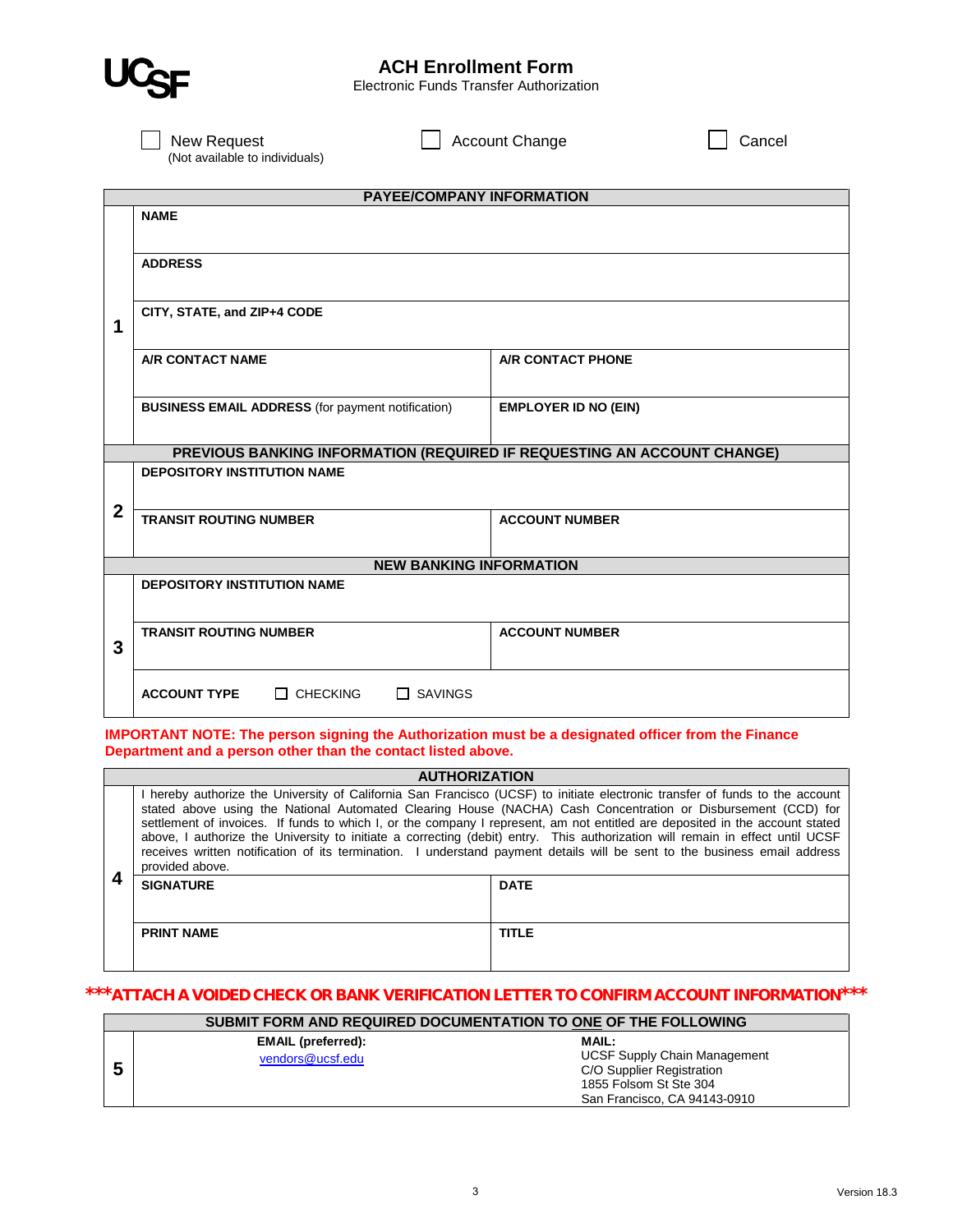# ACH Enrollment Form

Electronic Funds Transfer Authorization

☐ New Request (Not available to individuals) ☐ Account Change ☐ Cancel

| | PAYEE/COMPANY INFORMATION | |
|---|---|---|
| 1 | **NAME** | |
| | **ADDRESS** | |
| | **CITY, STATE, and ZIP+4 CODE** | |
| | **A/R CONTACT NAME** | **A/R CONTACT PHONE** |
| | **BUSINESS EMAIL ADDRESS** (for payment notification) | **EMPLOYER ID NO (EIN)** |

| | PREVIOUS BANKING INFORMATION (REQUIRED IF REQUESTING AN ACCOUNT CHANGE) | |
|---|---|---|
| 2 | **DEPOSITORY INSTITUTION NAME** | |
| | **TRANSIT ROUTING NUMBER** | **ACCOUNT NUMBER** |

| | NEW BANKING INFORMATION | |
|---|---|---|
| 3 | **DEPOSITORY INSTITUTION NAME** | |
| | **TRANSIT ROUTING NUMBER** | **ACCOUNT NUMBER** |
| | **ACCOUNT TYPE** ☐ CHECKING ☐ SAVINGS | |

**IMPORTANT NOTE: The person signing the Authorization must be a designated officer from the Finance Department and a person other than the contact listed above.**

| | AUTHORIZATION | |
|---|---|---|
| 4 | I hereby authorize the University of California San Francisco (UCSF) to initiate electronic transfer of funds to the account stated above using the National Automated Clearing House (NACHA) Cash Concentration or Disbursement (CCD) for settlement of invoices. If funds to which I, or the company I represent, am not entitled are deposited in the account stated above, I authorize the University to initiate a correcting (debit) entry. This authorization will remain in effect until UCSF receives written notification of its termination. I understand payment details will be sent to the business email address provided above. | |
| | **SIGNATURE** | **DATE** |
| | **PRINT NAME** | **TITLE** |

**\*\*\*ATTACH A VOIDED CHECK OR BANK VERIFICATION LETTER TO CONFIRM ACCOUNT INFORMATION\*\*\***

| | SUBMIT FORM AND REQUIRED DOCUMENTATION TO ONE OF THE FOLLOWING | |
|---|---|---|
| 5 | **EMAIL (preferred):** vendors@ucsf.edu | **MAIL:** UCSF Supply Chain Management, C/O Supplier Registration, 1855 Folsom St Ste 304, San Francisco, CA 94143-0910 |

Version 18.3